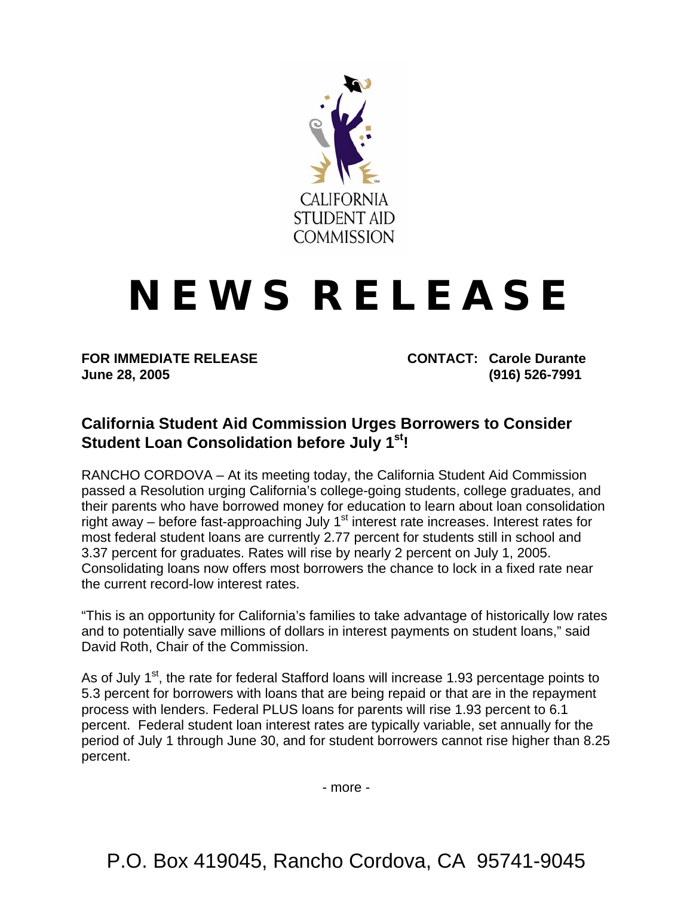CALIFORNIA STUDENT AID COMMISSION

# NEWS RELEASE

**FOR IMMEDIATE RELEASE**
**June 28, 2005**

**CONTACT: Carole Durante**
**(916) 526-7991**

## California Student Aid Commission Urges Borrowers to Consider Student Loan Consolidation before July 1st!

RANCHO CORDOVA – At its meeting today, the California Student Aid Commission passed a Resolution urging California's college-going students, college graduates, and their parents who have borrowed money for education to learn about loan consolidation right away – before fast-approaching July 1st interest rate increases. Interest rates for most federal student loans are currently 2.77 percent for students still in school and 3.37 percent for graduates. Rates will rise by nearly 2 percent on July 1, 2005. Consolidating loans now offers most borrowers the chance to lock in a fixed rate near the current record-low interest rates.

"This is an opportunity for California's families to take advantage of historically low rates and to potentially save millions of dollars in interest payments on student loans," said David Roth, Chair of the Commission.

As of July 1st, the rate for federal Stafford loans will increase 1.93 percentage points to 5.3 percent for borrowers with loans that are being repaid or that are in the repayment process with lenders. Federal PLUS loans for parents will rise 1.93 percent to 6.1 percent. Federal student loan interest rates are typically variable, set annually for the period of July 1 through June 30, and for student borrowers cannot rise higher than 8.25 percent.

- more -

P.O. Box 419045, Rancho Cordova, CA 95741-9045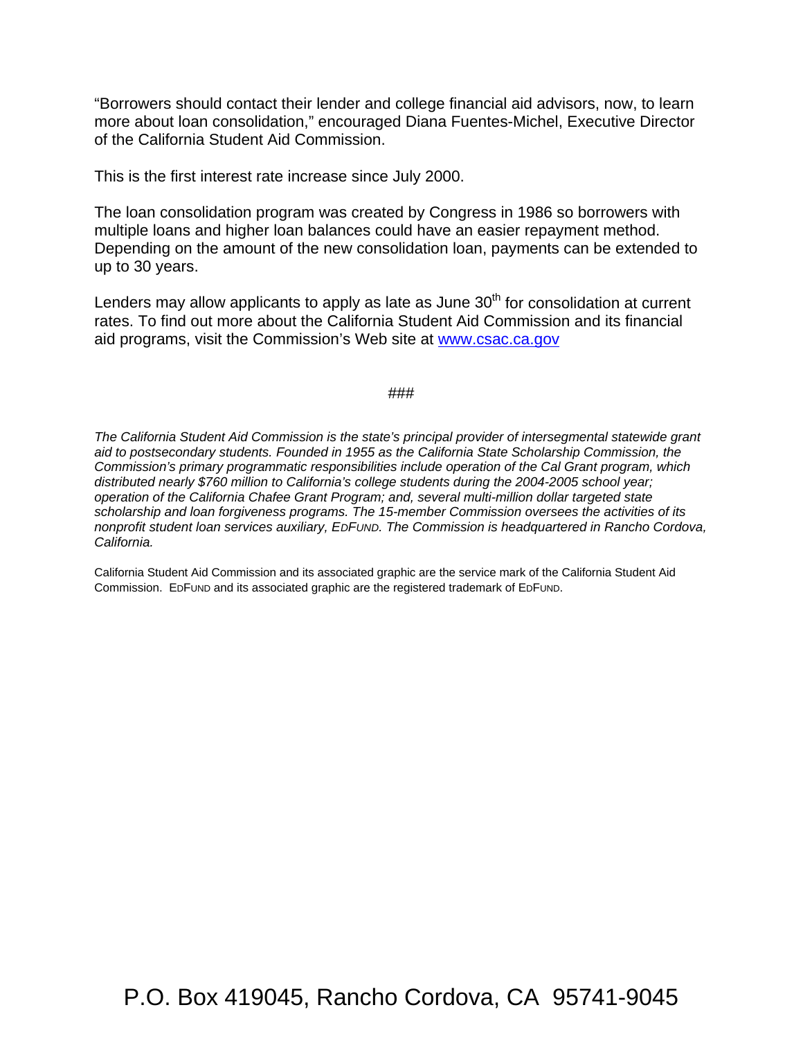"Borrowers should contact their lender and college financial aid advisors, now, to learn more about loan consolidation," encouraged Diana Fuentes-Michel, Executive Director of the California Student Aid Commission.

This is the first interest rate increase since July 2000.

The loan consolidation program was created by Congress in 1986 so borrowers with multiple loans and higher loan balances could have an easier repayment method. Depending on the amount of the new consolidation loan, payments can be extended to up to 30 years.

Lenders may allow applicants to apply as late as June 30th for consolidation at current rates. To find out more about the California Student Aid Commission and its financial aid programs, visit the Commission's Web site at [www.csac.ca.gov](http://www.csac.ca.gov)

###

*The California Student Aid Commission is the state's principal provider of intersegmental statewide grant aid to postsecondary students. Founded in 1955 as the California State Scholarship Commission, the Commission's primary programmatic responsibilities include operation of the Cal Grant program, which distributed nearly $760 million to California's college students during the 2004-2005 school year; operation of the California Chafee Grant Program; and, several multi-million dollar targeted state scholarship and loan forgiveness programs. The 15-member Commission oversees the activities of its nonprofit student loan services auxiliary, EDFUND. The Commission is headquartered in Rancho Cordova, California.*

California Student Aid Commission and its associated graphic are the service mark of the California Student Aid Commission. EDFUND and its associated graphic are the registered trademark of EDFUND.

P.O. Box 419045, Rancho Cordova, CA 95741-9045